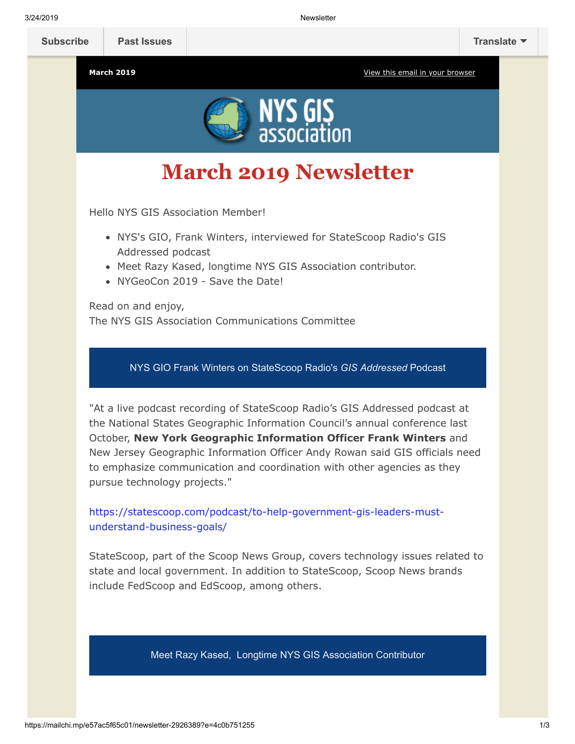Subscribe | Past Issues | Translate

March 2019 | View this email in your browser

NYS GIS association

# March 2019 Newsletter

Hello NYS GIS Association Member!

- NYS's GIO, Frank Winters, interviewed for StateScoop Radio's GIS Addressed podcast
- Meet Razy Kased, longtime NYS GIS Association contributor.
- NYGeoCon 2019 - Save the Date!

Read on and enjoy,
The NYS GIS Association Communications Committee

## NYS GIO Frank Winters on StateScoop Radio's *GIS Addressed* Podcast

"At a live podcast recording of StateScoop Radio's GIS Addressed podcast at the National States Geographic Information Council's annual conference last October, **New York Geographic Information Officer Frank Winters** and New Jersey Geographic Information Officer Andy Rowan said GIS officials need to emphasize communication and coordination with other agencies as they pursue technology projects."

https://statescoop.com/podcast/to-help-government-gis-leaders-must-understand-business-goals/

StateScoop, part of the Scoop News Group, covers technology issues related to state and local government. In addition to StateScoop, Scoop News brands include FedScoop and EdScoop, among others.

## Meet Razy Kased, Longtime NYS GIS Association Contributor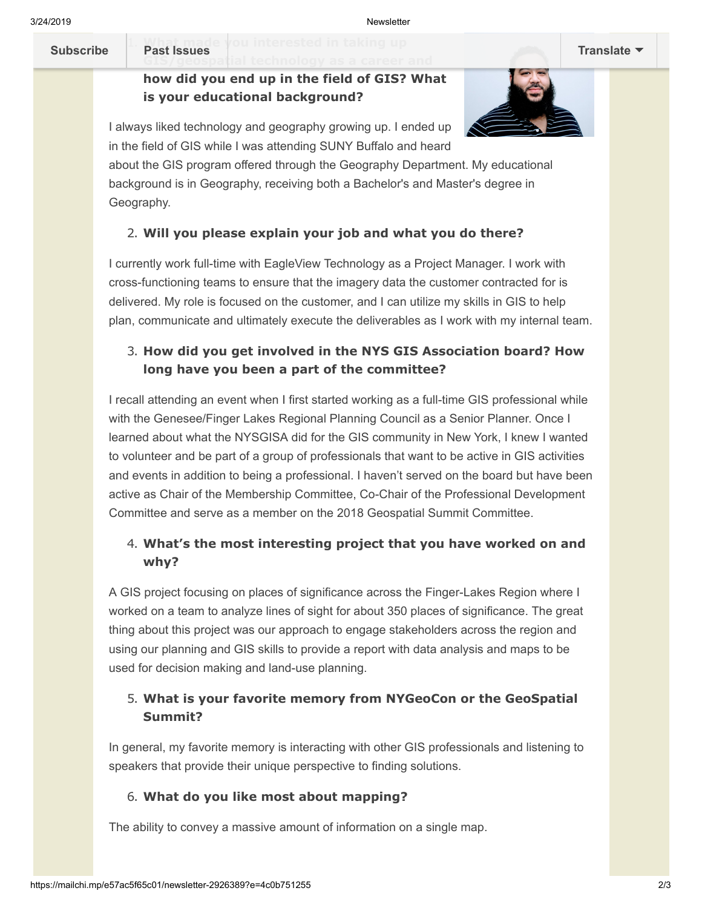1. **What made you interested in taking up GIS/geospatial technology as a career and how did you end up in the field of GIS? What is your educational background?**

I always liked technology and geography growing up. I ended up in the field of GIS while I was attending SUNY Buffalo and heard about the GIS program offered through the Geography Department. My educational background is in Geography, receiving both a Bachelor's and Master's degree in Geography.

2. **Will you please explain your job and what you do there?**

I currently work full-time with EagleView Technology as a Project Manager. I work with cross-functioning teams to ensure that the imagery data the customer contracted for is delivered. My role is focused on the customer, and I can utilize my skills in GIS to help plan, communicate and ultimately execute the deliverables as I work with my internal team.

3. **How did you get involved in the NYS GIS Association board? How long have you been a part of the committee?**

I recall attending an event when I first started working as a full-time GIS professional while with the Genesee/Finger Lakes Regional Planning Council as a Senior Planner. Once I learned about what the NYSGISA did for the GIS community in New York, I knew I wanted to volunteer and be part of a group of professionals that want to be active in GIS activities and events in addition to being a professional. I haven't served on the board but have been active as Chair of the Membership Committee, Co-Chair of the Professional Development Committee and serve as a member on the 2018 Geospatial Summit Committee.

4. **What's the most interesting project that you have worked on and why?**

A GIS project focusing on places of significance across the Finger-Lakes Region where I worked on a team to analyze lines of sight for about 350 places of significance. The great thing about this project was our approach to engage stakeholders across the region and using our planning and GIS skills to provide a report with data analysis and maps to be used for decision making and land-use planning.

5. **What is your favorite memory from NYGeoCon or the GeoSpatial Summit?**

In general, my favorite memory is interacting with other GIS professionals and listening to speakers that provide their unique perspective to finding solutions.

6. **What do you like most about mapping?**

The ability to convey a massive amount of information on a single map.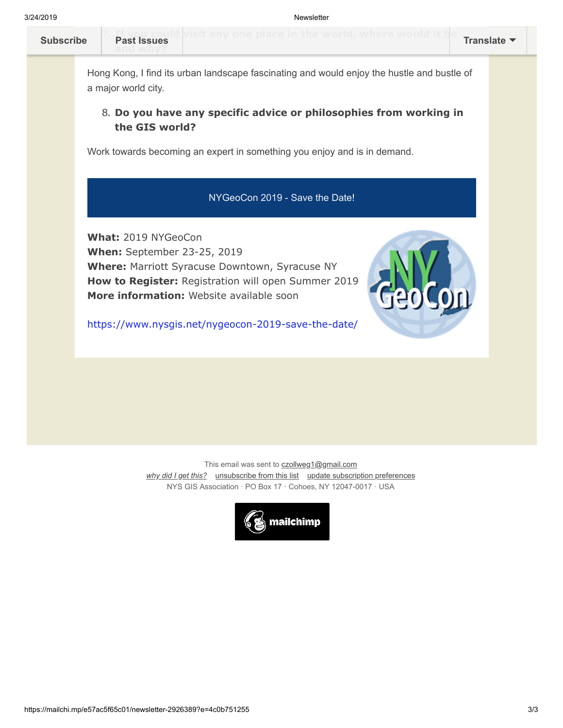Subscribe | Past Issues | Translate

7. **If you could visit any one place in the world, where would it be and why?**

Hong Kong, I find its urban landscape fascinating and would enjoy the hustle and bustle of a major world city.

8. **Do you have any specific advice or philosophies from working in the GIS world?**

Work towards becoming an expert in something you enjoy and is in demand.

## NYGeoCon 2019 - Save the Date!

**What:** 2019 NYGeoCon
**When:** September 23-25, 2019
**Where:** Marriott Syracuse Downtown, Syracuse NY
**How to Register:** Registration will open Summer 2019
**More information:** Website available soon

https://www.nysgis.net/nygeocon-2019-save-the-date/

This email was sent to czollweg1@gmail.com
*why did I get this?* unsubscribe from this list update subscription preferences
NYS GIS Association · PO Box 17 · Cohoes, NY 12047-0017 · USA

mailchimp